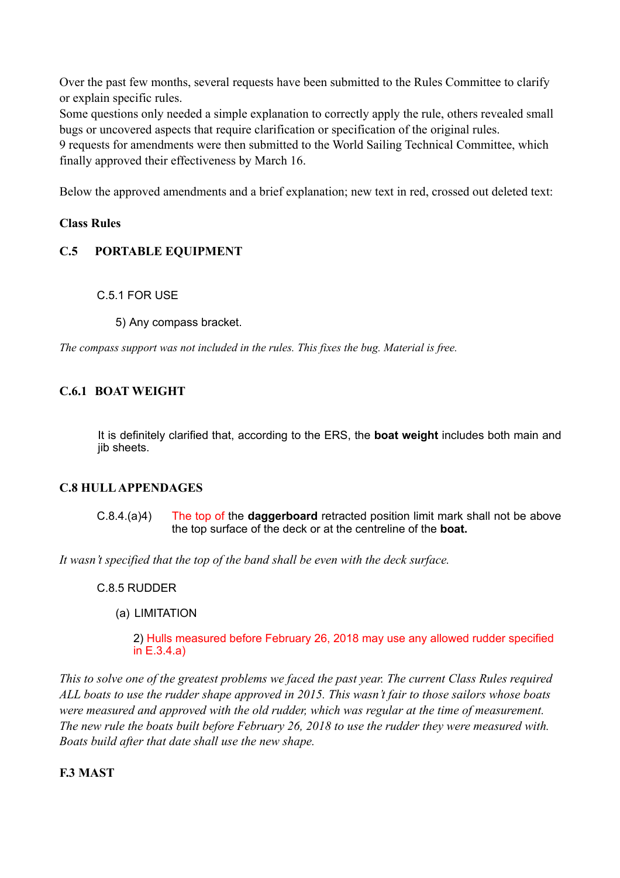Over the past few months, several requests have been submitted to the Rules Committee to clarify or explain specific rules.
Some questions only needed a simple explanation to correctly apply the rule, others revealed small bugs or uncovered aspects that require clarification or specification of the original rules.
9 requests for amendments were then submitted to the World Sailing Technical Committee, which finally approved their effectiveness by March 16.

Below the approved amendments and a brief explanation; new text in red, crossed out deleted text:

**Class Rules**

**C.5 PORTABLE EQUIPMENT**

C.5.1 FOR USE

5) Any compass bracket.

*The compass support was not included in the rules. This fixes the bug. Material is free.*

**C.6.1 BOAT WEIGHT**

It is definitely clarified that, according to the ERS, the **boat weight** includes both main and jib sheets.

**C.8 HULL APPENDAGES**

C.8.4.(a)4) The top of the **daggerboard** retracted position limit mark shall not be above the top surface of the deck or at the centreline of the **boat.**

*It wasn't specified that the top of the band shall be even with the deck surface.*

C.8.5 RUDDER

(a) LIMITATION

2) Hulls measured before February 26, 2018 may use any allowed rudder specified in E.3.4.a)

*This to solve one of the greatest problems we faced the past year. The current Class Rules required ALL boats to use the rudder shape approved in 2015. This wasn't fair to those sailors whose boats were measured and approved with the old rudder, which was regular at the time of measurement. The new rule the boats built before February 26, 2018 to use the rudder they were measured with. Boats build after that date shall use the new shape.*

**F.3 MAST**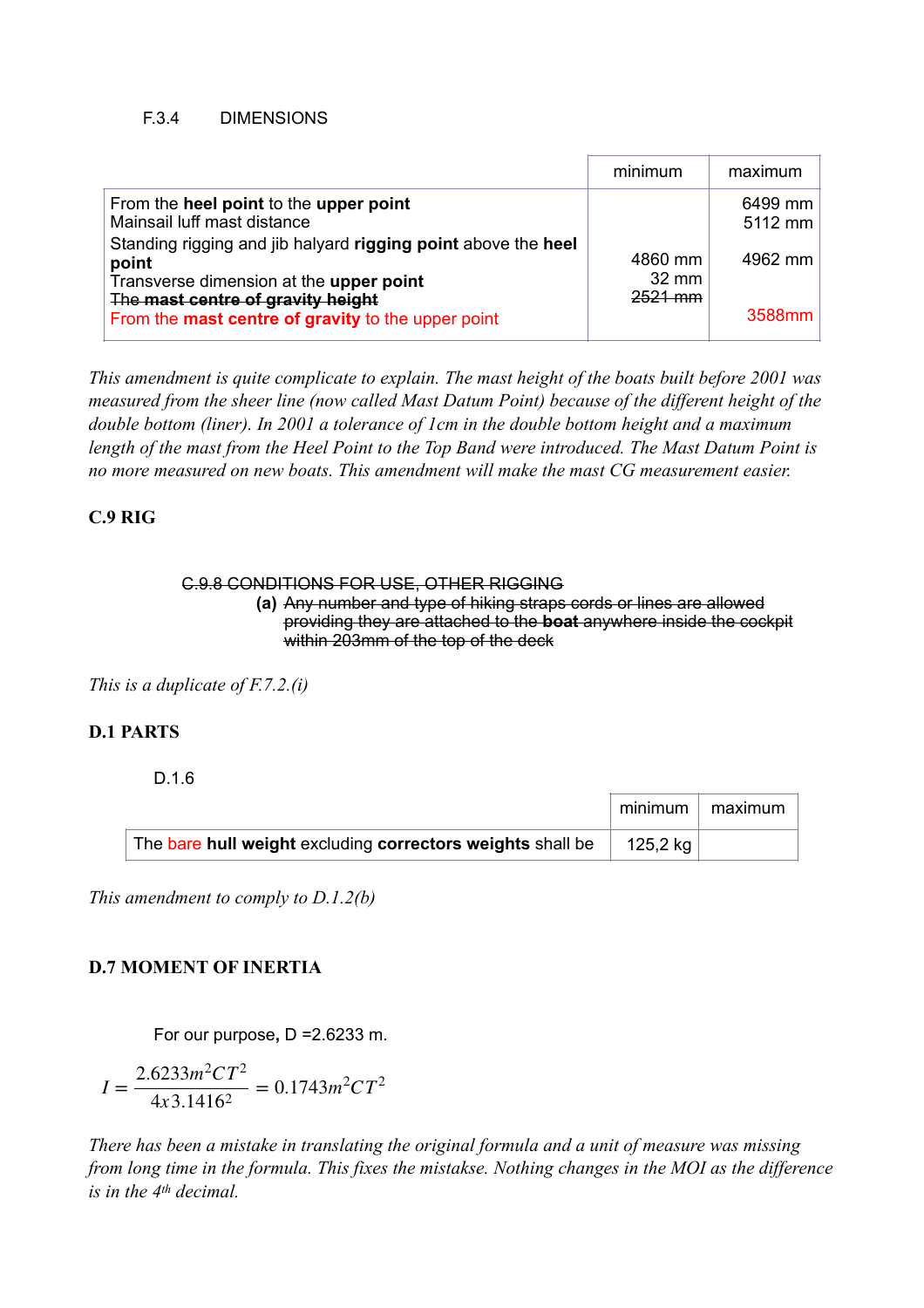F.3.4 DIMENSIONS

| | minimum | maximum |
|---|---|---|
| From the **heel point** to the **upper point** | | 6499 mm |
| Mainsail luff mast distance | | 5112 mm |
| Standing rigging and jib halyard **rigging point** above the **heel point** | 4860 mm | 4962 mm |
| Transverse dimension at the **upper point** | 32 mm | |
| ~~The **mast centre of gravity height**~~ | ~~2521 mm~~ | |
| From the **mast centre of gravity** to the upper point | | 3588mm |

*This amendment is quite complicate to explain. The mast height of the boats built before 2001 was measured from the sheer line (now called Mast Datum Point) because of the different height of the double bottom (liner). In 2001 a tolerance of 1cm in the double bottom height and a maximum length of the mast from the Heel Point to the Top Band were introduced. The Mast Datum Point is no more measured on new boats. This amendment will make the mast CG measurement easier.*

**C.9 RIG**

~~C.9.8 CONDITIONS FOR USE, OTHER RIGGING~~

~~**(a)** Any number and type of hiking straps cords or lines are allowed providing they are attached to the **boat** anywhere inside the cockpit within 203mm of the top of the deck~~

*This is a duplicate of F.7.2.(i)*

**D.1 PARTS**

D.1.6

| | minimum | maximum |
|---|---|---|
| The bare **hull weight** excluding **correctors weights** shall be | 125,2 kg | |

*This amendment to comply to D.1.2(b)*

**D.7 MOMENT OF INERTIA**

For our purpose, D =2.6233 m.

$$I = \frac{2.6233 m^2 CT^2}{4x3.1416^2} = 0.1743 m^2 CT^2$$

*There has been a mistake in translating the original formula and a unit of measure was missing from long time in the formula. This fixes the mistakse. Nothing changes in the MOI as the difference is in the 4th decimal.*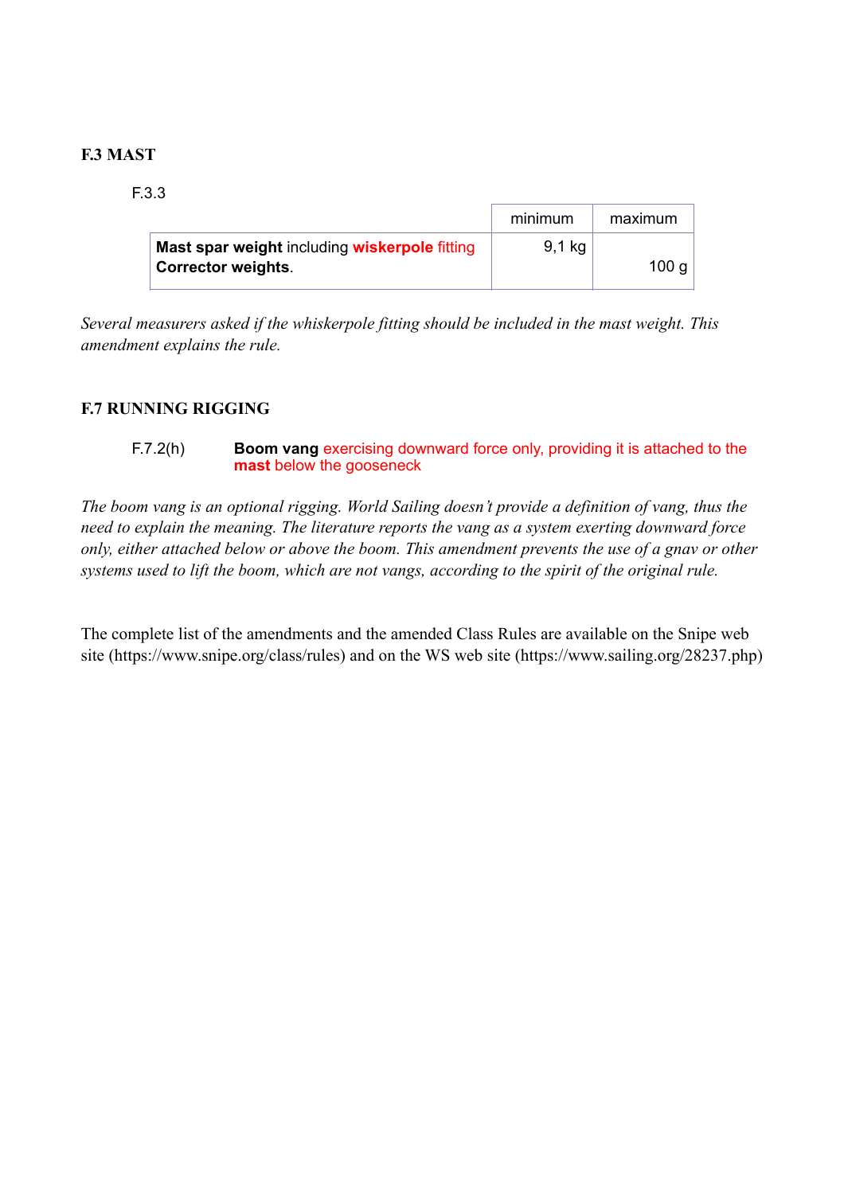**F.3 MAST**

F.3.3

| | minimum | maximum |
|---|---|---|
| **Mast spar weight** including **wiskerpole** fitting **Corrector weights**. | 9,1 kg | 100 g |

*Several measurers asked if the whiskerpole fitting should be included in the mast weight. This amendment explains the rule.*

**F.7 RUNNING RIGGING**

F.7.2(h) **Boom vang** exercising downward force only, providing it is attached to the **mast** below the gooseneck

*The boom vang is an optional rigging. World Sailing doesn't provide a definition of vang, thus the need to explain the meaning. The literature reports the vang as a system exerting downward force only, either attached below or above the boom. This amendment prevents the use of a gnav or other systems used to lift the boom, which are not vangs, according to the spirit of the original rule.*

The complete list of the amendments and the amended Class Rules are available on the Snipe web site (https://www.snipe.org/class/rules) and on the WS web site (https://www.sailing.org/28237.php)